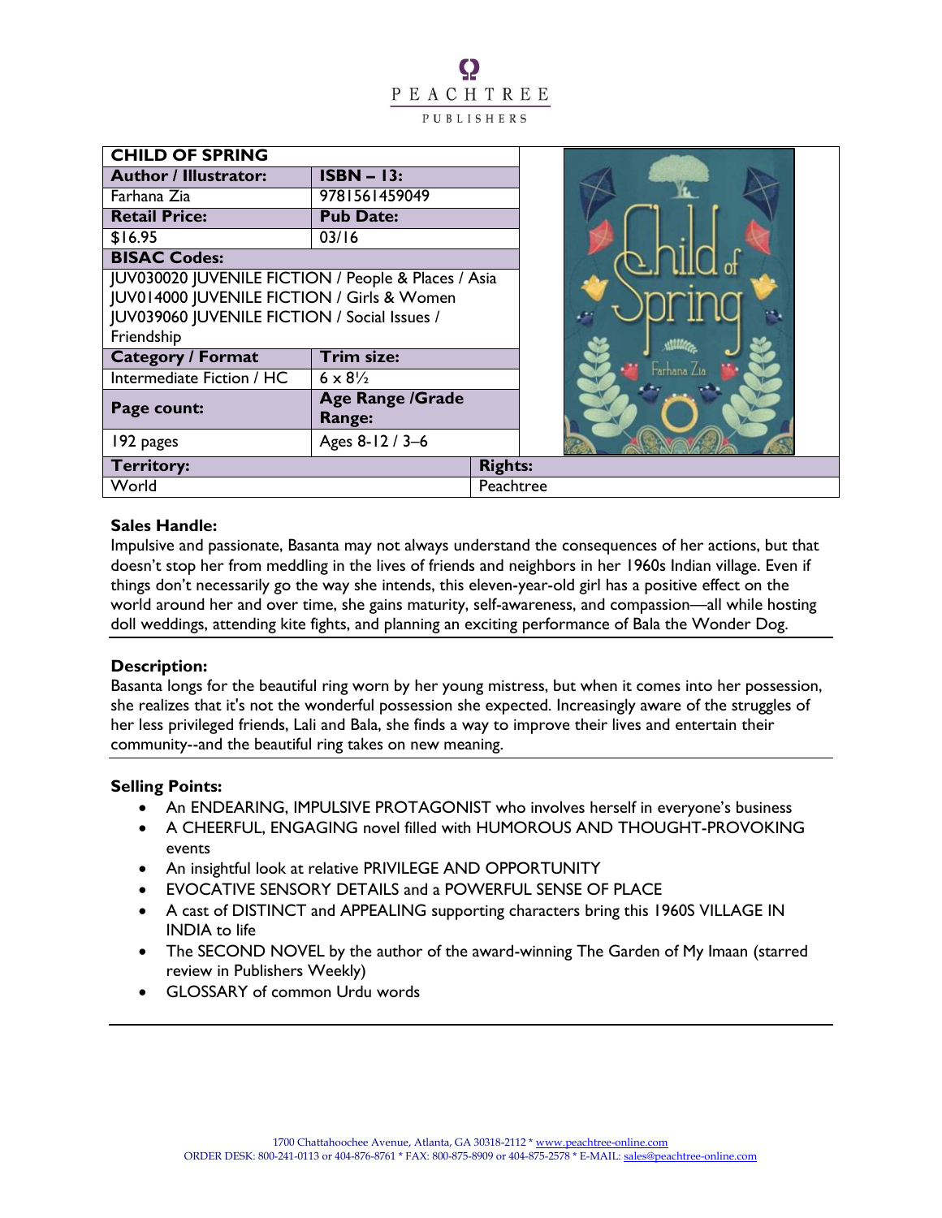PEACHTREE

PUBLISHERS

| CHILD OF SPRING | | |
|---|---|---|
| **Author / Illustrator:** | **ISBN – 13:** | |
| Farhana Zia | 9781561459049 | |
| **Retail Price:** | **Pub Date:** | |
| $16.95 | 03/16 | |
| **BISAC Codes:** | | |
| JUV030020 JUVENILE FICTION / People & Places / Asia<br>JUV014000 JUVENILE FICTION / Girls & Women<br>JUV039060 JUVENILE FICTION / Social Issues / Friendship | | |
| **Category / Format** | **Trim size:** | |
| Intermediate Fiction / HC | 6 x 8½ | |
| **Page count:** | **Age Range /Grade Range:** | |
| 192 pages | Ages 8-12 / 3–6 | |
| **Territory:** | | **Rights:** |
| World | | Peachtree |

**Sales Handle:**
Impulsive and passionate, Basanta may not always understand the consequences of her actions, but that doesn't stop her from meddling in the lives of friends and neighbors in her 1960s Indian village. Even if things don't necessarily go the way she intends, this eleven-year-old girl has a positive effect on the world around her and over time, she gains maturity, self-awareness, and compassion—all while hosting doll weddings, attending kite fights, and planning an exciting performance of Bala the Wonder Dog.

**Description:**
Basanta longs for the beautiful ring worn by her young mistress, but when it comes into her possession, she realizes that it's not the wonderful possession she expected. Increasingly aware of the struggles of her less privileged friends, Lali and Bala, she finds a way to improve their lives and entertain their community--and the beautiful ring takes on new meaning.

**Selling Points:**

- An ENDEARING, IMPULSIVE PROTAGONIST who involves herself in everyone's business
- A CHEERFUL, ENGAGING novel filled with HUMOROUS AND THOUGHT-PROVOKING events
- An insightful look at relative PRIVILEGE AND OPPORTUNITY
- EVOCATIVE SENSORY DETAILS and a POWERFUL SENSE OF PLACE
- A cast of DISTINCT and APPEALING supporting characters bring this 1960S VILLAGE IN INDIA to life
- The SECOND NOVEL by the author of the award-winning The Garden of My Imaan (starred review in Publishers Weekly)
- GLOSSARY of common Urdu words

1700 Chattahoochee Avenue, Atlanta, GA 30318-2112 * www.peachtree-online.com
ORDER DESK: 800-241-0113 or 404-876-8761 * FAX: 800-875-8909 or 404-875-2578 * E-MAIL: sales@peachtree-online.com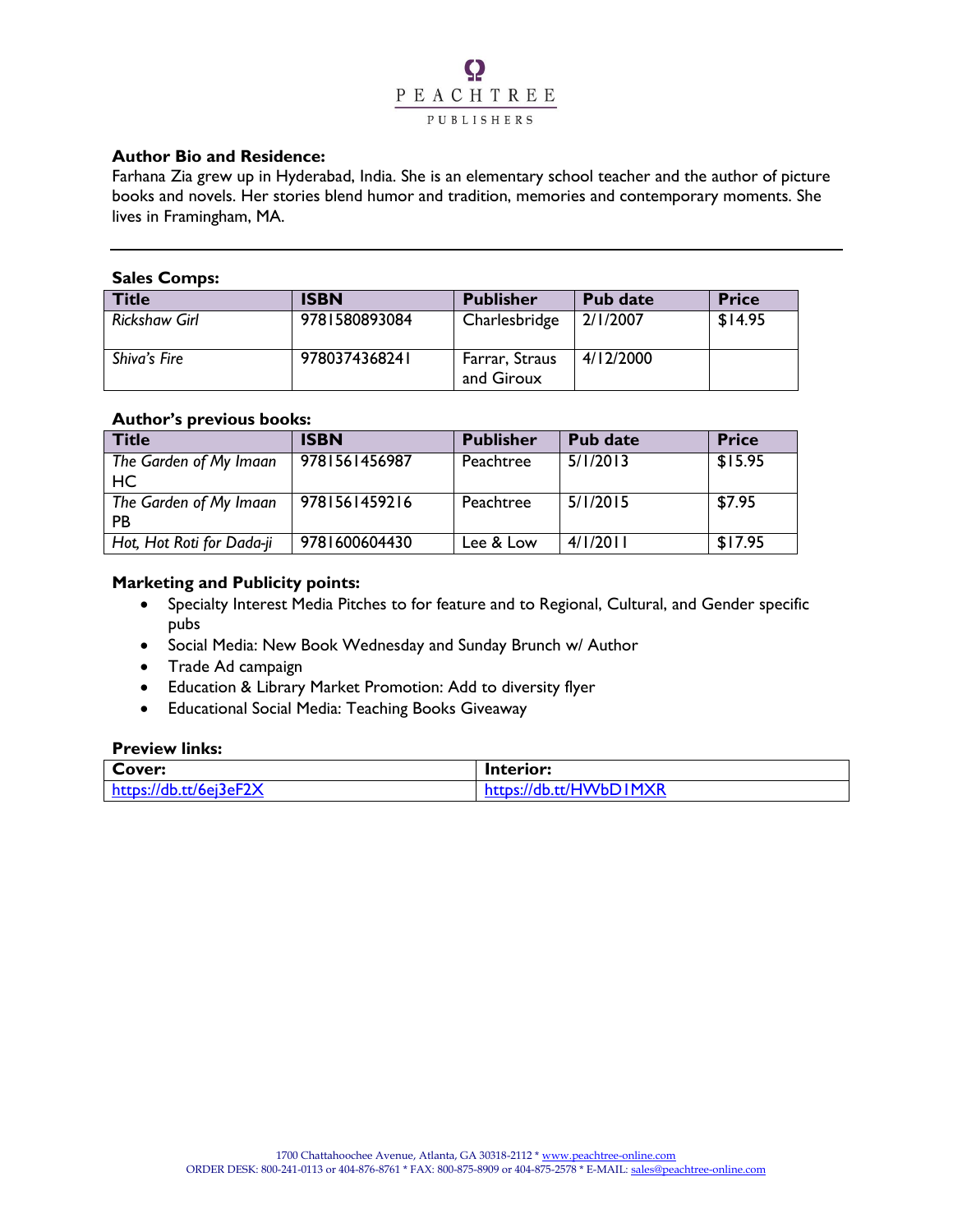PEACHTREE
PUBLISHERS

**Author Bio and Residence:**
Farhana Zia grew up in Hyderabad, India. She is an elementary school teacher and the author of picture books and novels. Her stories blend humor and tradition, memories and contemporary moments. She lives in Framingham, MA.

---

**Sales Comps:**

| Title | ISBN | Publisher | Pub date | Price |
|---|---|---|---|---|
| *Rickshaw Girl* | 9781580893084 | Charlesbridge | 2/1/2007 | $14.95 |
| *Shiva's Fire* | 9780374368241 | Farrar, Straus and Giroux | 4/12/2000 | |

**Author's previous books:**

| Title | ISBN | Publisher | Pub date | Price |
|---|---|---|---|---|
| *The Garden of My Imaan* HC | 9781561456987 | Peachtree | 5/1/2013 | $15.95 |
| *The Garden of My Imaan* PB | 9781561459216 | Peachtree | 5/1/2015 | $7.95 |
| *Hot, Hot Roti for Dada-ji* | 9781600604430 | Lee & Low | 4/1/2011 | $17.95 |

**Marketing and Publicity points:**

- Specialty Interest Media Pitches to for feature and to Regional, Cultural, and Gender specific pubs
- Social Media: New Book Wednesday and Sunday Brunch w/ Author
- Trade Ad campaign
- Education & Library Market Promotion: Add to diversity flyer
- Educational Social Media: Teaching Books Giveaway

**Preview links:**

| Cover: | Interior: |
|---|---|
| https://db.tt/6ej3eF2X | https://db.tt/HWbD1MXR |

1700 Chattahoochee Avenue, Atlanta, GA 30318-2112 * www.peachtree-online.com
ORDER DESK: 800-241-0113 or 404-876-8761 * FAX: 800-875-8909 or 404-875-2578 * E-MAIL: sales@peachtree-online.com